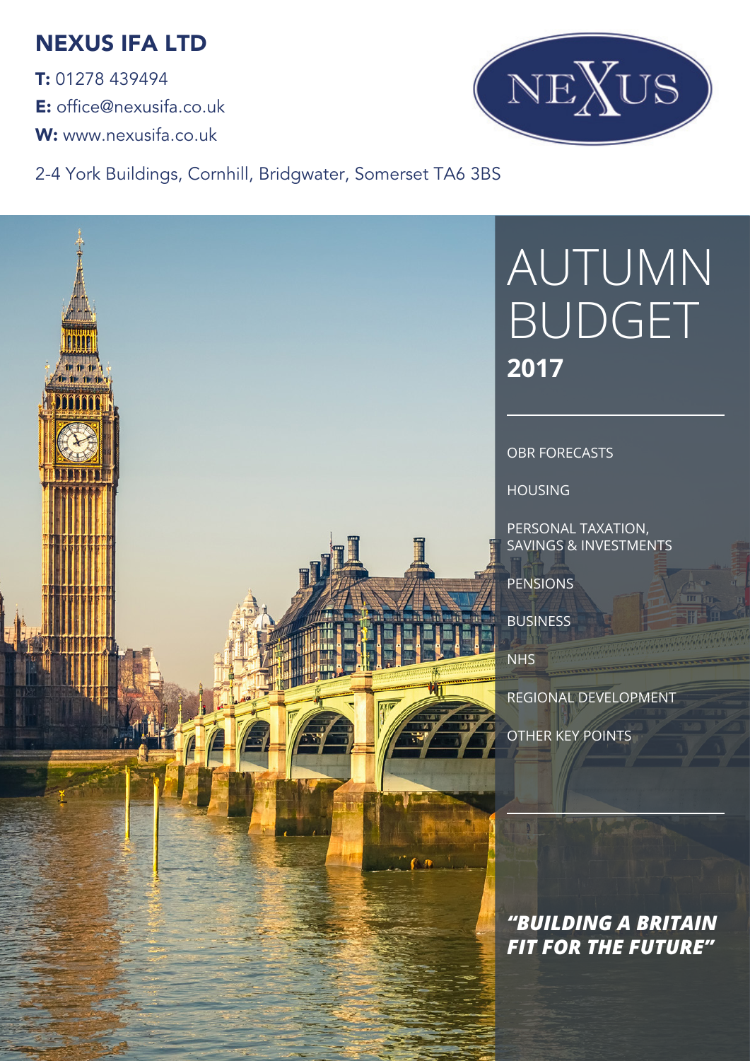## NEXUS IFA LTD

**T:** 01278 439494
**E:** office@nexusifa.co.uk
**W:** www.nexusifa.co.uk

2-4 York Buildings, Cornhill, Bridgwater, Somerset TA6 3BS

# AUTUMN BUDGET **2017**

- OBR FORECASTS
- HOUSING
- PERSONAL TAXATION, SAVINGS & INVESTMENTS
- PENSIONS
- BUSINESS
- NHS
- REGIONAL DEVELOPMENT
- OTHER KEY POINTS

***"BUILDING A BRITAIN FIT FOR THE FUTURE"***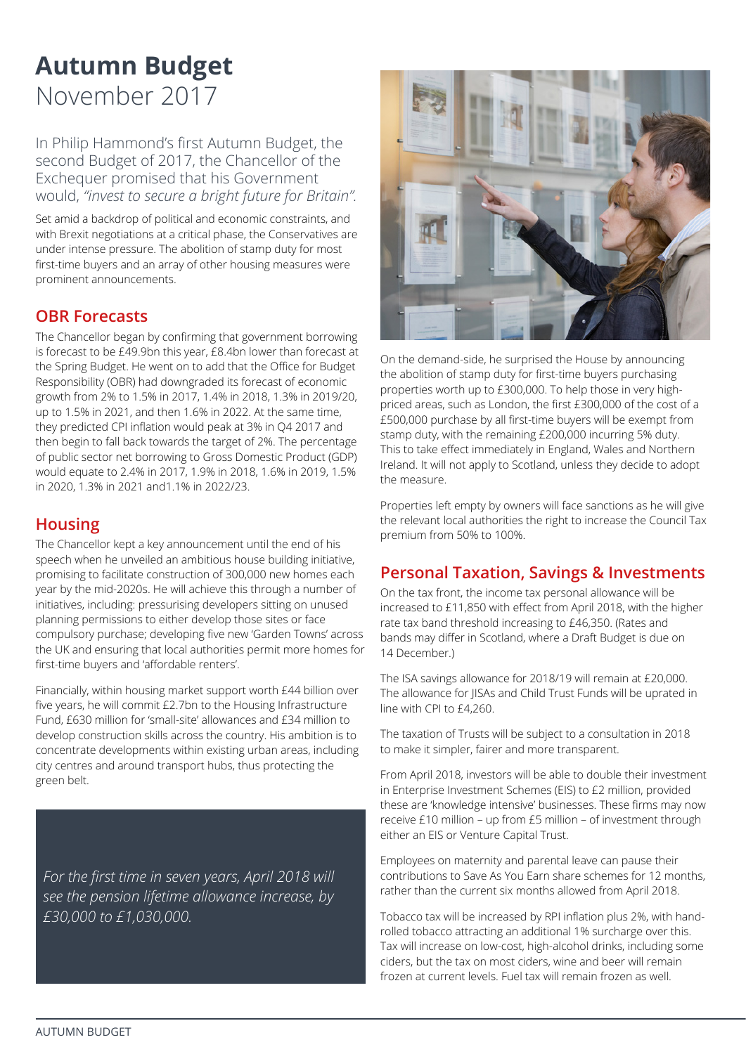# Autumn Budget
November 2017

In Philip Hammond's first Autumn Budget, the second Budget of 2017, the Chancellor of the Exchequer promised that his Government would, *"invest to secure a bright future for Britain".*

Set amid a backdrop of political and economic constraints, and with Brexit negotiations at a critical phase, the Conservatives are under intense pressure. The abolition of stamp duty for most first-time buyers and an array of other housing measures were prominent announcements.

## OBR Forecasts

The Chancellor began by confirming that government borrowing is forecast to be £49.9bn this year, £8.4bn lower than forecast at the Spring Budget. He went on to add that the Office for Budget Responsibility (OBR) had downgraded its forecast of economic growth from 2% to 1.5% in 2017, 1.4% in 2018, 1.3% in 2019/20, up to 1.5% in 2021, and then 1.6% in 2022. At the same time, they predicted CPI inflation would peak at 3% in Q4 2017 and then begin to fall back towards the target of 2%. The percentage of public sector net borrowing to Gross Domestic Product (GDP) would equate to 2.4% in 2017, 1.9% in 2018, 1.6% in 2019, 1.5% in 2020, 1.3% in 2021 and1.1% in 2022/23.

## Housing

The Chancellor kept a key announcement until the end of his speech when he unveiled an ambitious house building initiative, promising to facilitate construction of 300,000 new homes each year by the mid-2020s. He will achieve this through a number of initiatives, including: pressurising developers sitting on unused planning permissions to either develop those sites or face compulsory purchase; developing five new 'Garden Towns' across the UK and ensuring that local authorities permit more homes for first-time buyers and 'affordable renters'.

Financially, within housing market support worth £44 billion over five years, he will commit £2.7bn to the Housing Infrastructure Fund, £630 million for 'small-site' allowances and £34 million to develop construction skills across the country. His ambition is to concentrate developments within existing urban areas, including city centres and around transport hubs, thus protecting the green belt.

*For the first time in seven years, April 2018 will see the pension lifetime allowance increase, by £30,000 to £1,030,000.*

On the demand-side, he surprised the House by announcing the abolition of stamp duty for first-time buyers purchasing properties worth up to £300,000. To help those in very high-priced areas, such as London, the first £300,000 of the cost of a £500,000 purchase by all first-time buyers will be exempt from stamp duty, with the remaining £200,000 incurring 5% duty. This to take effect immediately in England, Wales and Northern Ireland. It will not apply to Scotland, unless they decide to adopt the measure.

Properties left empty by owners will face sanctions as he will give the relevant local authorities the right to increase the Council Tax premium from 50% to 100%.

## Personal Taxation, Savings & Investments

On the tax front, the income tax personal allowance will be increased to £11,850 with effect from April 2018, with the higher rate tax band threshold increasing to £46,350. (Rates and bands may differ in Scotland, where a Draft Budget is due on 14 December.)

The ISA savings allowance for 2018/19 will remain at £20,000. The allowance for JISAs and Child Trust Funds will be uprated in line with CPI to £4,260.

The taxation of Trusts will be subject to a consultation in 2018 to make it simpler, fairer and more transparent.

From April 2018, investors will be able to double their investment in Enterprise Investment Schemes (EIS) to £2 million, provided these are 'knowledge intensive' businesses. These firms may now receive £10 million – up from £5 million – of investment through either an EIS or Venture Capital Trust.

Employees on maternity and parental leave can pause their contributions to Save As You Earn share schemes for 12 months, rather than the current six months allowed from April 2018.

Tobacco tax will be increased by RPI inflation plus 2%, with hand-rolled tobacco attracting an additional 1% surcharge over this. Tax will increase on low-cost, high-alcohol drinks, including some ciders, but the tax on most ciders, wine and beer will remain frozen at current levels. Fuel tax will remain frozen as well.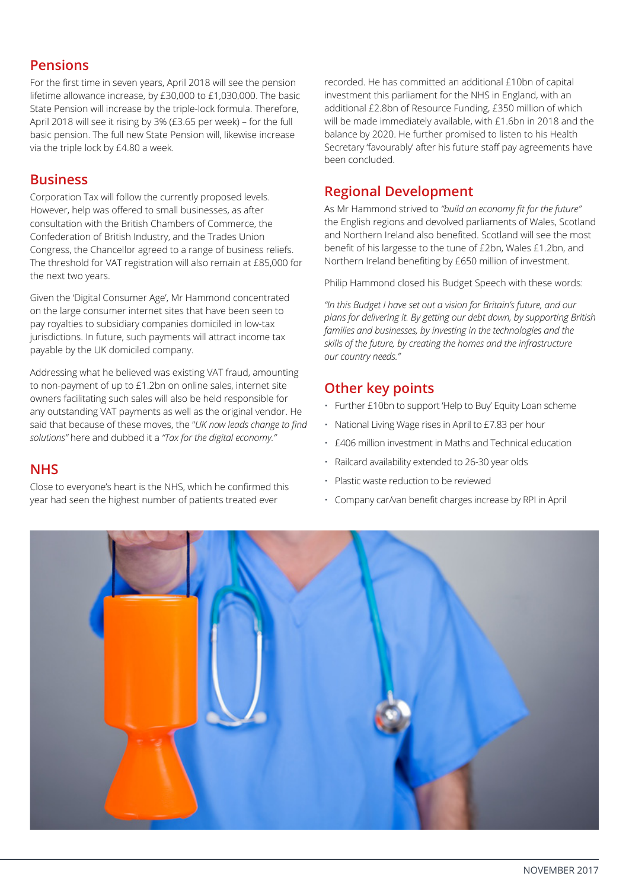## Pensions

For the first time in seven years, April 2018 will see the pension lifetime allowance increase, by £30,000 to £1,030,000. The basic State Pension will increase by the triple-lock formula. Therefore, April 2018 will see it rising by 3% (£3.65 per week) – for the full basic pension. The full new State Pension will, likewise increase via the triple lock by £4.80 a week.

## Business

Corporation Tax will follow the currently proposed levels. However, help was offered to small businesses, as after consultation with the British Chambers of Commerce, the Confederation of British Industry, and the Trades Union Congress, the Chancellor agreed to a range of business reliefs. The threshold for VAT registration will also remain at £85,000 for the next two years.

Given the 'Digital Consumer Age', Mr Hammond concentrated on the large consumer internet sites that have been seen to pay royalties to subsidiary companies domiciled in low-tax jurisdictions. In future, such payments will attract income tax payable by the UK domiciled company.

Addressing what he believed was existing VAT fraud, amounting to non-payment of up to £1.2bn on online sales, internet site owners facilitating such sales will also be held responsible for any outstanding VAT payments as well as the original vendor. He said that because of these moves, the "*UK now leads change to find solutions"* here and dubbed it a *"Tax for the digital economy."*

## NHS

Close to everyone's heart is the NHS, which he confirmed this year had seen the highest number of patients treated ever recorded. He has committed an additional £10bn of capital investment this parliament for the NHS in England, with an additional £2.8bn of Resource Funding, £350 million of which will be made immediately available, with £1.6bn in 2018 and the balance by 2020. He further promised to listen to his Health Secretary 'favourably' after his future staff pay agreements have been concluded.

## Regional Development

As Mr Hammond strived to *"build an economy fit for the future"* the English regions and devolved parliaments of Wales, Scotland and Northern Ireland also benefited. Scotland will see the most benefit of his largesse to the tune of £2bn, Wales £1.2bn, and Northern Ireland benefiting by £650 million of investment.

Philip Hammond closed his Budget Speech with these words:

*"In this Budget I have set out a vision for Britain's future, and our plans for delivering it. By getting our debt down, by supporting British families and businesses, by investing in the technologies and the skills of the future, by creating the homes and the infrastructure our country needs."*

## Other key points

- Further £10bn to support 'Help to Buy' Equity Loan scheme
- National Living Wage rises in April to £7.83 per hour
- £406 million investment in Maths and Technical education
- Railcard availability extended to 26-30 year olds
- Plastic waste reduction to be reviewed
- Company car/van benefit charges increase by RPI in April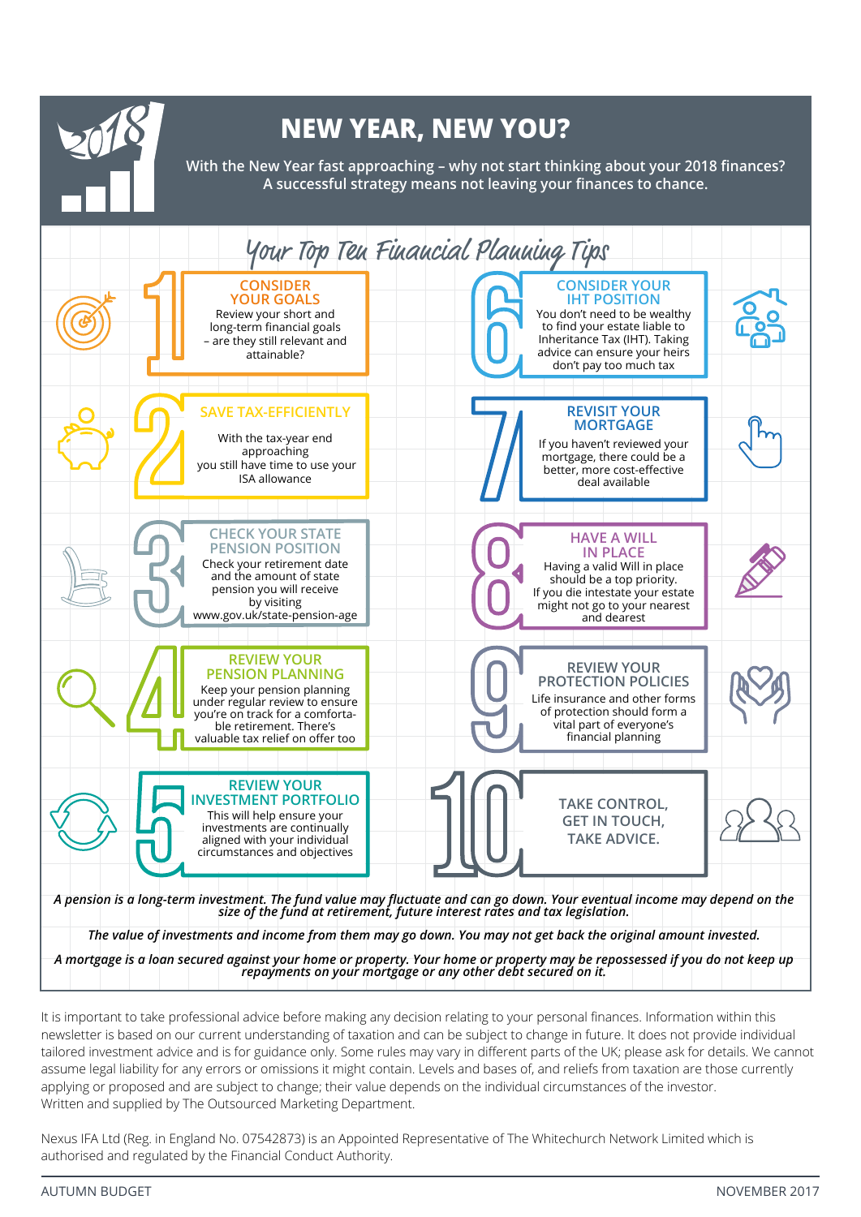# NEW YEAR, NEW YOU?

With the New Year fast approaching – why not start thinking about your 2018 finances? A successful strategy means not leaving your finances to chance.

## Your Top Ten Financial Planning Tips

### 1. CONSIDER YOUR GOALS

Review your short and long-term financial goals – are they still relevant and attainable?

### 2. SAVE TAX-EFFICIENTLY

With the tax-year end approaching you still have time to use your ISA allowance

### 3. CHECK YOUR STATE PENSION POSITION

Check your retirement date and the amount of state pension you will receive by visiting www.gov.uk/state-pension-age

### 4. REVIEW YOUR PENSION PLANNING

Keep your pension planning under regular review to ensure you're on track for a comfortable retirement. There's valuable tax relief on offer too

### 5. REVIEW YOUR INVESTMENT PORTFOLIO

This will help ensure your investments are continually aligned with your individual circumstances and objectives

### 6. CONSIDER YOUR IHT POSITION

You don't need to be wealthy to find your estate liable to Inheritance Tax (IHT). Taking advice can ensure your heirs don't pay too much tax

### 7. REVISIT YOUR MORTGAGE

If you haven't reviewed your mortgage, there could be a better, more cost-effective deal available

### 8. HAVE A WILL IN PLACE

Having a valid Will in place should be a top priority. If you die intestate your estate might not go to your nearest and dearest

### 9. REVIEW YOUR PROTECTION POLICIES

Life insurance and other forms of protection should form a vital part of everyone's financial planning

### 10. TAKE CONTROL, GET IN TOUCH, TAKE ADVICE.

*A pension is a long-term investment. The fund value may fluctuate and can go down. Your eventual income may depend on the size of the fund at retirement, future interest rates and tax legislation.*

*The value of investments and income from them may go down. You may not get back the original amount invested.*

*A mortgage is a loan secured against your home or property. Your home or property may be repossessed if you do not keep up repayments on your mortgage or any other debt secured on it.*

It is important to take professional advice before making any decision relating to your personal finances. Information within this newsletter is based on our current understanding of taxation and can be subject to change in future. It does not provide individual tailored investment advice and is for guidance only. Some rules may vary in different parts of the UK; please ask for details. We cannot assume legal liability for any errors or omissions it might contain. Levels and bases of, and reliefs from taxation are those currently applying or proposed and are subject to change; their value depends on the individual circumstances of the investor.
Written and supplied by The Outsourced Marketing Department.

Nexus IFA Ltd (Reg. in England No. 07542873) is an Appointed Representative of The Whitechurch Network Limited which is authorised and regulated by the Financial Conduct Authority.